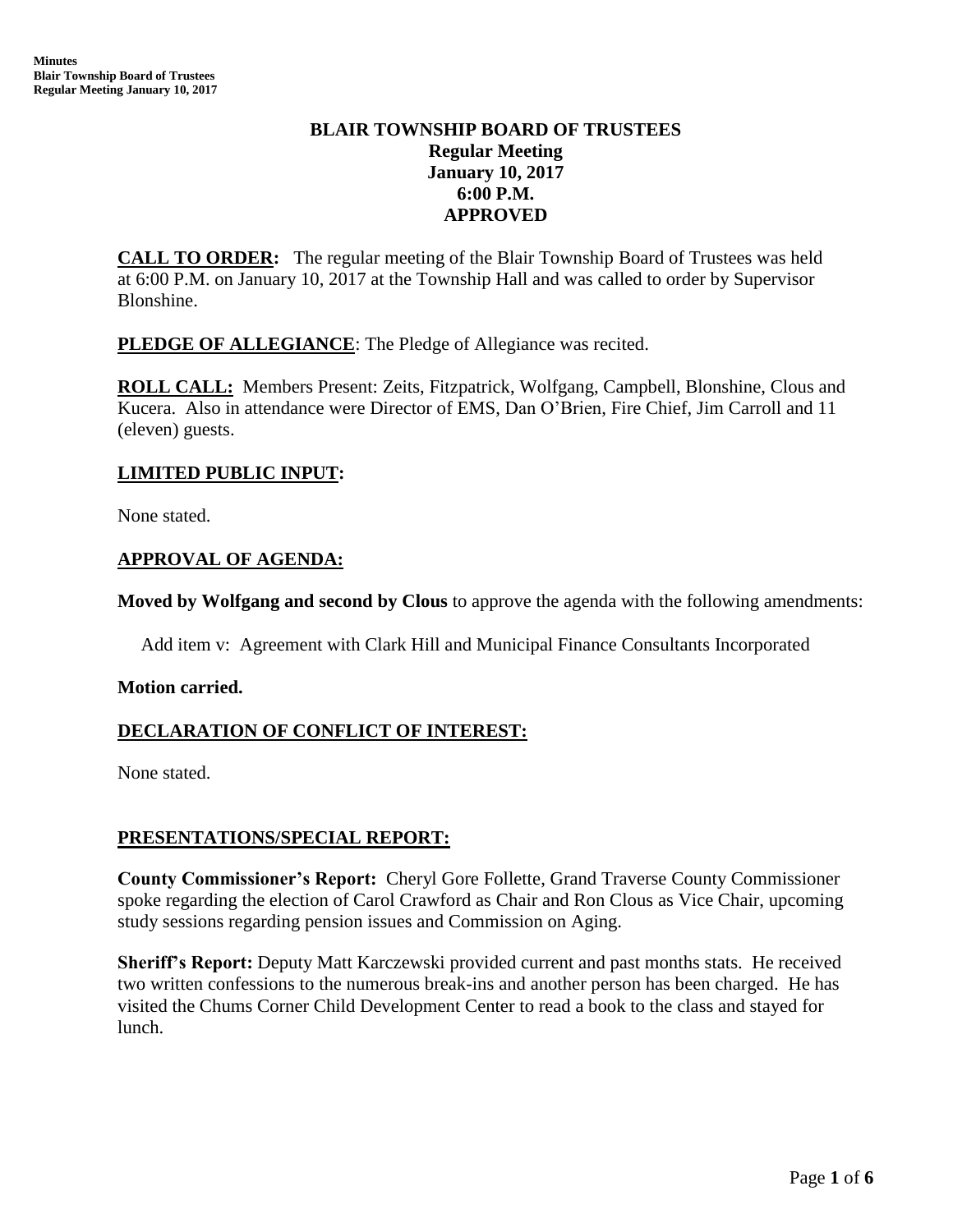# BLAIR TOWNSHIP BOARD OF TRUSTEES
## Regular Meeting
## January 10, 2017
## 6:00 P.M.
## APPROVED

**CALL TO ORDER:** The regular meeting of the Blair Township Board of Trustees was held at 6:00 P.M. on January 10, 2017 at the Township Hall and was called to order by Supervisor Blonshine.

**PLEDGE OF ALLEGIANCE**: The Pledge of Allegiance was recited.

**ROLL CALL:** Members Present: Zeits, Fitzpatrick, Wolfgang, Campbell, Blonshine, Clous and Kucera. Also in attendance were Director of EMS, Dan O'Brien, Fire Chief, Jim Carroll and 11 (eleven) guests.

**LIMITED PUBLIC INPUT:**

None stated.

**APPROVAL OF AGENDA:**

**Moved by Wolfgang and second by Clous** to approve the agenda with the following amendments:

Add item v: Agreement with Clark Hill and Municipal Finance Consultants Incorporated

**Motion carried.**

**DECLARATION OF CONFLICT OF INTEREST:**

None stated.

**PRESENTATIONS/SPECIAL REPORT:**

**County Commissioner's Report:** Cheryl Gore Follette, Grand Traverse County Commissioner spoke regarding the election of Carol Crawford as Chair and Ron Clous as Vice Chair, upcoming study sessions regarding pension issues and Commission on Aging.

**Sheriff's Report:** Deputy Matt Karczewski provided current and past months stats. He received two written confessions to the numerous break-ins and another person has been charged. He has visited the Chums Corner Child Development Center to read a book to the class and stayed for lunch.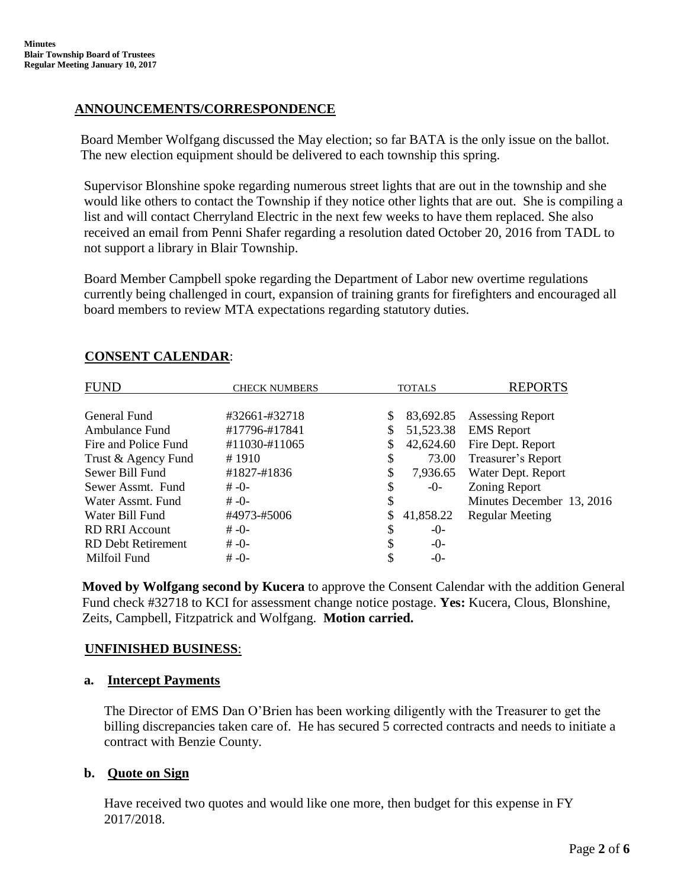## ANNOUNCEMENTS/CORRESPONDENCE

Board Member Wolfgang discussed the May election; so far BATA is the only issue on the ballot. The new election equipment should be delivered to each township this spring.

Supervisor Blonshine spoke regarding numerous street lights that are out in the township and she would like others to contact the Township if they notice other lights that are out. She is compiling a list and will contact Cherryland Electric in the next few weeks to have them replaced. She also received an email from Penni Shafer regarding a resolution dated October 20, 2016 from TADL to not support a library in Blair Township.

Board Member Campbell spoke regarding the Department of Labor new overtime regulations currently being challenged in court, expansion of training grants for firefighters and encouraged all board members to review MTA expectations regarding statutory duties.

## CONSENT CALENDAR:

| FUND | CHECK NUMBERS | TOTALS | REPORTS |
|---|---|---|---|
| General Fund | #32661-#32718 | $ 83,692.85 | Assessing Report |
| Ambulance Fund | #17796-#17841 | $ 51,523.38 | EMS Report |
| Fire and Police Fund | #11030-#11065 | $ 42,624.60 | Fire Dept. Report |
| Trust & Agency Fund | # 1910 | $ 73.00 | Treasurer's Report |
| Sewer Bill Fund | #1827-#1836 | $ 7,936.65 | Water Dept. Report |
| Sewer Assmt. Fund | # -0- | $ -0- | Zoning Report |
| Water Assmt. Fund | # -0- | $ | Minutes December 13, 2016 |
| Water Bill Fund | #4973-#5006 | $ 41,858.22 | Regular Meeting |
| RD RRI Account | # -0- | $ -0- | |
| RD Debt Retirement | # -0- | $ -0- | |
| Milfoil Fund | # -0- | $ -0- | |

**Moved by Wolfgang second by Kucera** to approve the Consent Calendar with the addition General Fund check #32718 to KCI for assessment change notice postage. **Yes:** Kucera, Clous, Blonshine, Zeits, Campbell, Fitzpatrick and Wolfgang. **Motion carried.**

## UNFINISHED BUSINESS:

### a. Intercept Payments

The Director of EMS Dan O'Brien has been working diligently with the Treasurer to get the billing discrepancies taken care of. He has secured 5 corrected contracts and needs to initiate a contract with Benzie County.

### b. Quote on Sign

Have received two quotes and would like one more, then budget for this expense in FY 2017/2018.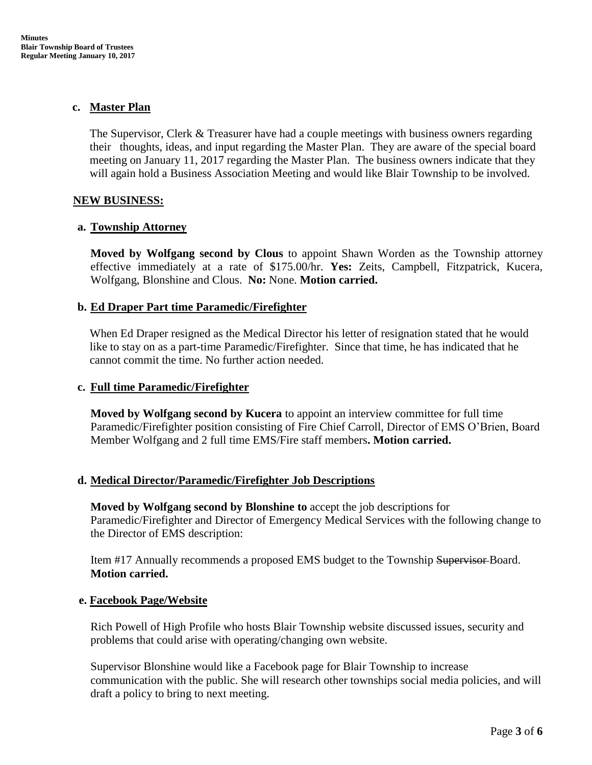**c. Master Plan**

The Supervisor, Clerk & Treasurer have had a couple meetings with business owners regarding their thoughts, ideas, and input regarding the Master Plan. They are aware of the special board meeting on January 11, 2017 regarding the Master Plan. The business owners indicate that they will again hold a Business Association Meeting and would like Blair Township to be involved.

**NEW BUSINESS:**

**a. Township Attorney**

**Moved by Wolfgang second by Clous** to appoint Shawn Worden as the Township attorney effective immediately at a rate of $175.00/hr. **Yes:** Zeits, Campbell, Fitzpatrick, Kucera, Wolfgang, Blonshine and Clous. **No:** None. **Motion carried.**

**b. Ed Draper Part time Paramedic/Firefighter**

When Ed Draper resigned as the Medical Director his letter of resignation stated that he would like to stay on as a part-time Paramedic/Firefighter. Since that time, he has indicated that he cannot commit the time. No further action needed.

**c. Full time Paramedic/Firefighter**

**Moved by Wolfgang second by Kucera** to appoint an interview committee for full time Paramedic/Firefighter position consisting of Fire Chief Carroll, Director of EMS O'Brien, Board Member Wolfgang and 2 full time EMS/Fire staff members**. Motion carried.**

**d. Medical Director/Paramedic/Firefighter Job Descriptions**

**Moved by Wolfgang second by Blonshine to** accept the job descriptions for Paramedic/Firefighter and Director of Emergency Medical Services with the following change to the Director of EMS description:

Item #17 Annually recommends a proposed EMS budget to the Township ~~Supervisor~~ Board. **Motion carried.**

**e. Facebook Page/Website**

Rich Powell of High Profile who hosts Blair Township website discussed issues, security and problems that could arise with operating/changing own website.

Supervisor Blonshine would like a Facebook page for Blair Township to increase communication with the public. She will research other townships social media policies, and will draft a policy to bring to next meeting.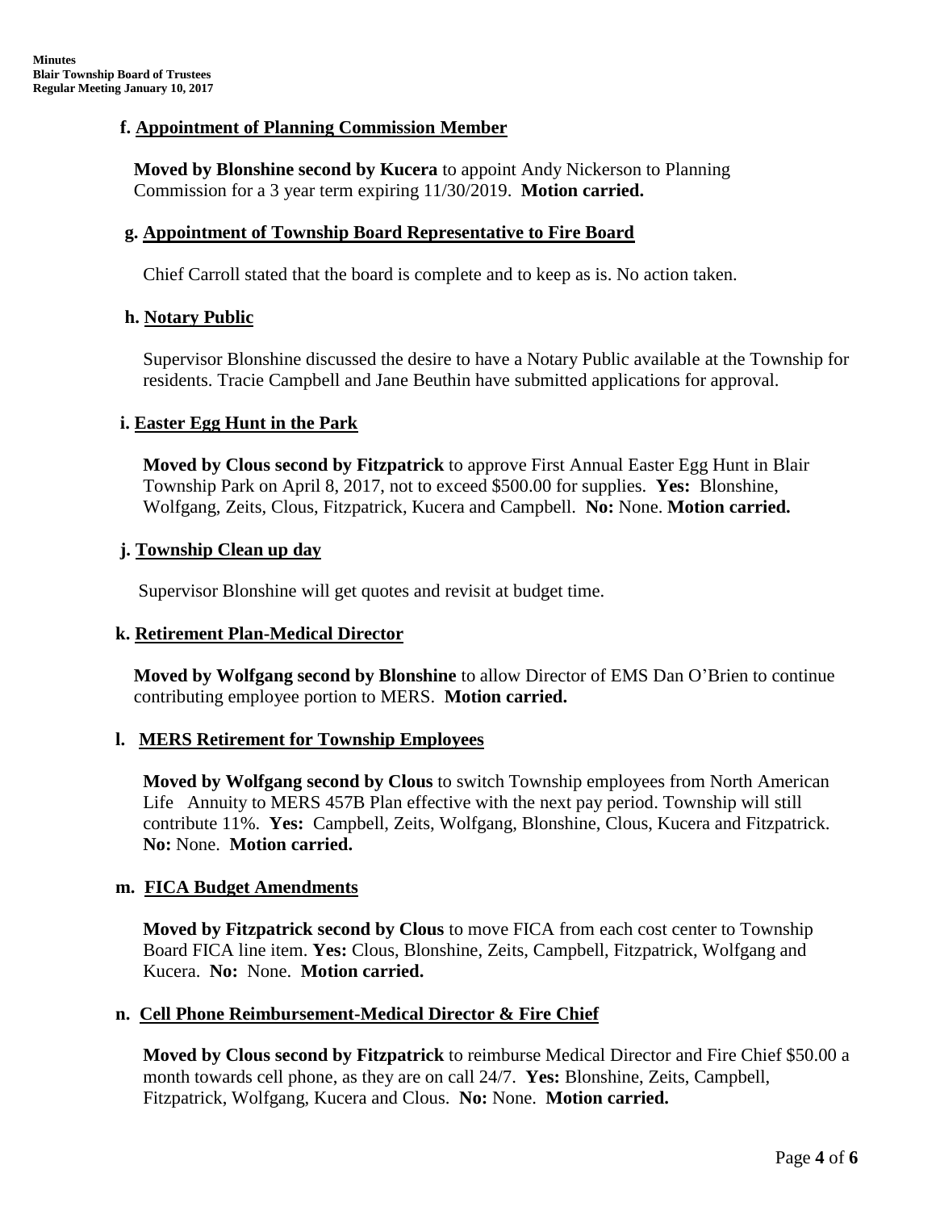**f. Appointment of Planning Commission Member**

**Moved by Blonshine second by Kucera** to appoint Andy Nickerson to Planning Commission for a 3 year term expiring 11/30/2019. **Motion carried.**

**g. Appointment of Township Board Representative to Fire Board**

Chief Carroll stated that the board is complete and to keep as is. No action taken.

**h. Notary Public**

Supervisor Blonshine discussed the desire to have a Notary Public available at the Township for residents. Tracie Campbell and Jane Beuthin have submitted applications for approval.

**i. Easter Egg Hunt in the Park**

**Moved by Clous second by Fitzpatrick** to approve First Annual Easter Egg Hunt in Blair Township Park on April 8, 2017, not to exceed $500.00 for supplies. **Yes:** Blonshine, Wolfgang, Zeits, Clous, Fitzpatrick, Kucera and Campbell. **No:** None. **Motion carried.**

**j. Township Clean up day**

Supervisor Blonshine will get quotes and revisit at budget time.

**k. Retirement Plan-Medical Director**

**Moved by Wolfgang second by Blonshine** to allow Director of EMS Dan O'Brien to continue contributing employee portion to MERS. **Motion carried.**

**l. MERS Retirement for Township Employees**

**Moved by Wolfgang second by Clous** to switch Township employees from North American Life Annuity to MERS 457B Plan effective with the next pay period. Township will still contribute 11%. **Yes:** Campbell, Zeits, Wolfgang, Blonshine, Clous, Kucera and Fitzpatrick. **No:** None. **Motion carried.**

**m. FICA Budget Amendments**

**Moved by Fitzpatrick second by Clous** to move FICA from each cost center to Township Board FICA line item. **Yes:** Clous, Blonshine, Zeits, Campbell, Fitzpatrick, Wolfgang and Kucera. **No:** None. **Motion carried.**

**n. Cell Phone Reimbursement-Medical Director & Fire Chief**

**Moved by Clous second by Fitzpatrick** to reimburse Medical Director and Fire Chief $50.00 a month towards cell phone, as they are on call 24/7. **Yes:** Blonshine, Zeits, Campbell, Fitzpatrick, Wolfgang, Kucera and Clous. **No:** None. **Motion carried.**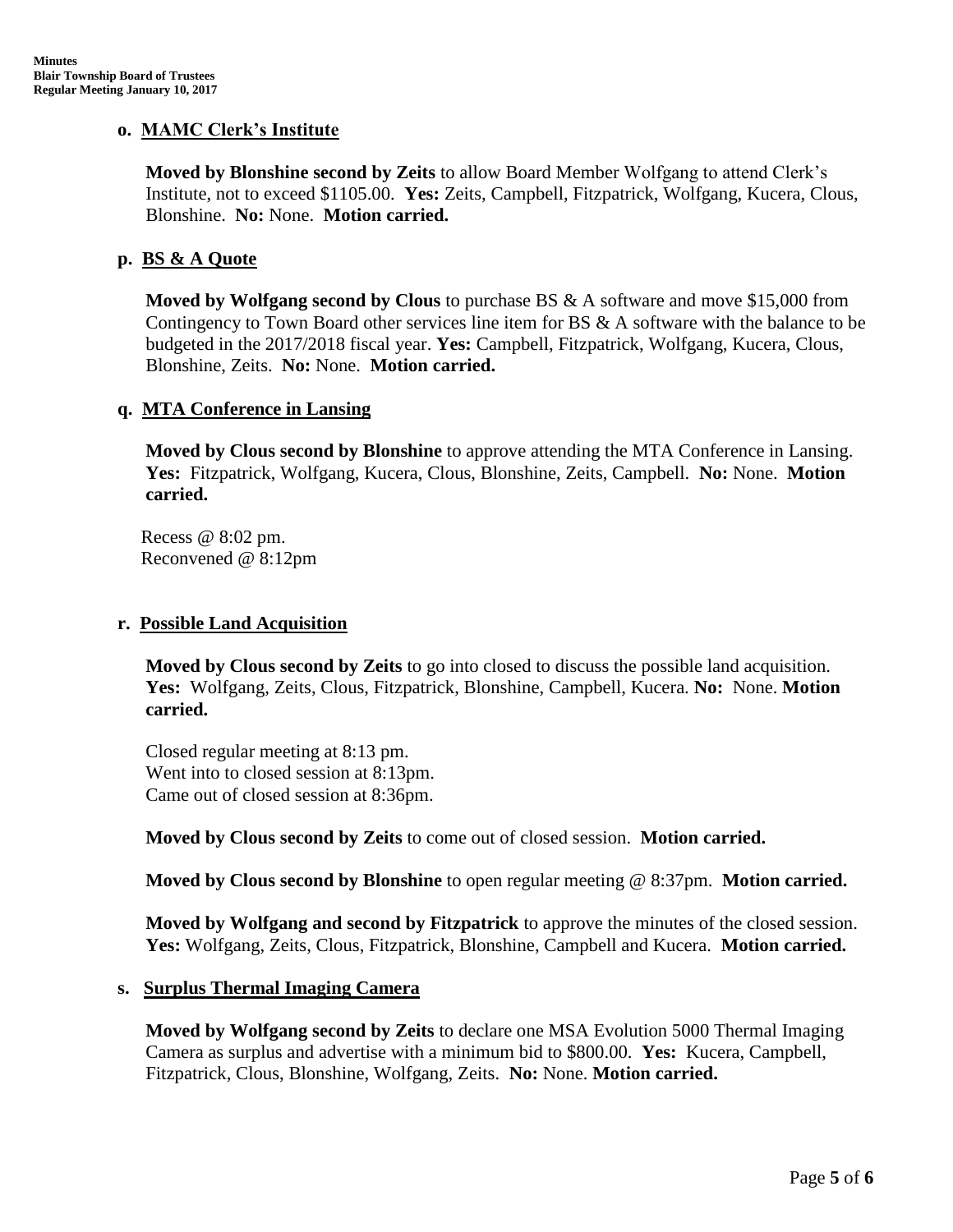**o. MAMC Clerk's Institute**

**Moved by Blonshine second by Zeits** to allow Board Member Wolfgang to attend Clerk's Institute, not to exceed $1105.00. **Yes:** Zeits, Campbell, Fitzpatrick, Wolfgang, Kucera, Clous, Blonshine. **No:** None. **Motion carried.**

**p. BS & A Quote**

**Moved by Wolfgang second by Clous** to purchase BS & A software and move $15,000 from Contingency to Town Board other services line item for BS & A software with the balance to be budgeted in the 2017/2018 fiscal year. **Yes:** Campbell, Fitzpatrick, Wolfgang, Kucera, Clous, Blonshine, Zeits. **No:** None. **Motion carried.**

**q. MTA Conference in Lansing**

**Moved by Clous second by Blonshine** to approve attending the MTA Conference in Lansing. **Yes:** Fitzpatrick, Wolfgang, Kucera, Clous, Blonshine, Zeits, Campbell. **No:** None. **Motion carried.**

Recess @ 8:02 pm.
Reconvened @ 8:12pm

**r. Possible Land Acquisition**

**Moved by Clous second by Zeits** to go into closed to discuss the possible land acquisition. **Yes:** Wolfgang, Zeits, Clous, Fitzpatrick, Blonshine, Campbell, Kucera. **No:** None. **Motion carried.**

Closed regular meeting at 8:13 pm.
Went into to closed session at 8:13pm.
Came out of closed session at 8:36pm.

**Moved by Clous second by Zeits** to come out of closed session. **Motion carried.**

**Moved by Clous second by Blonshine** to open regular meeting @ 8:37pm. **Motion carried.**

**Moved by Wolfgang and second by Fitzpatrick** to approve the minutes of the closed session. **Yes:** Wolfgang, Zeits, Clous, Fitzpatrick, Blonshine, Campbell and Kucera. **Motion carried.**

**s. Surplus Thermal Imaging Camera**

**Moved by Wolfgang second by Zeits** to declare one MSA Evolution 5000 Thermal Imaging Camera as surplus and advertise with a minimum bid to $800.00. **Yes:** Kucera, Campbell, Fitzpatrick, Clous, Blonshine, Wolfgang, Zeits. **No:** None. **Motion carried.**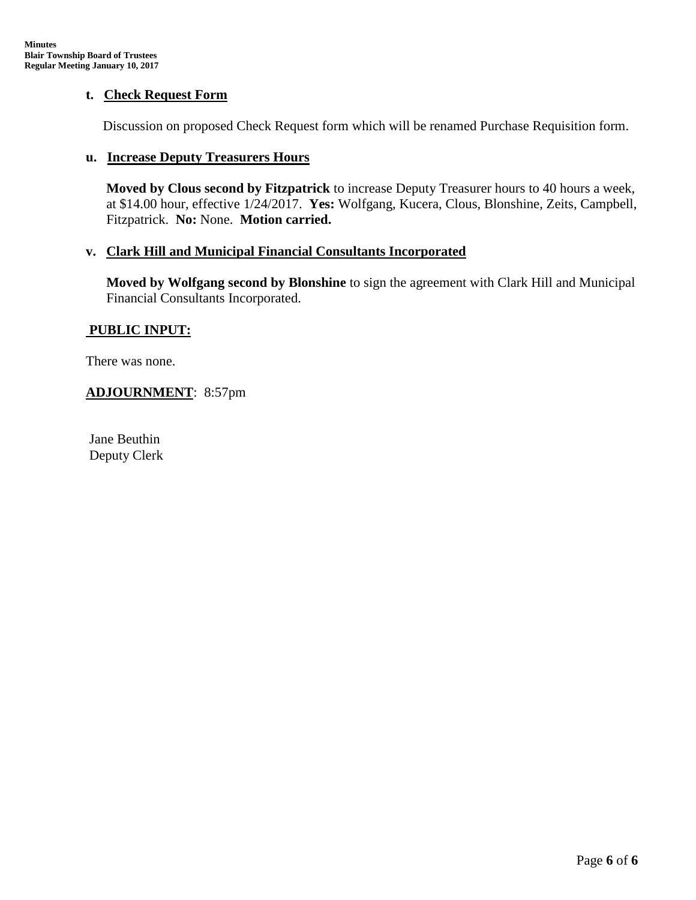**t. Check Request Form**

Discussion on proposed Check Request form which will be renamed Purchase Requisition form.

**u. Increase Deputy Treasurers Hours**

**Moved by Clous second by Fitzpatrick** to increase Deputy Treasurer hours to 40 hours a week, at $14.00 hour, effective 1/24/2017. **Yes:** Wolfgang, Kucera, Clous, Blonshine, Zeits, Campbell, Fitzpatrick. **No:** None. **Motion carried.**

**v. Clark Hill and Municipal Financial Consultants Incorporated**

**Moved by Wolfgang second by Blonshine** to sign the agreement with Clark Hill and Municipal Financial Consultants Incorporated.

**PUBLIC INPUT:**

There was none.

**ADJOURNMENT**: 8:57pm

Jane Beuthin
Deputy Clerk